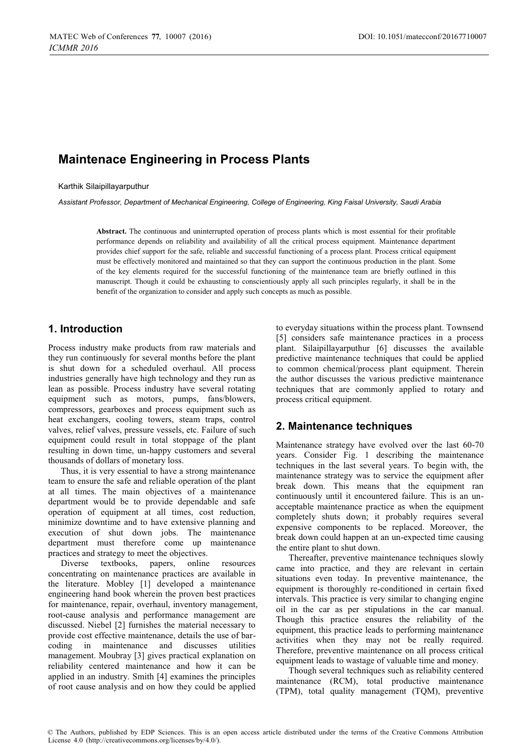# Maintenace Engineering in Process Plants

Karthik Silaipillayarputhur

*Assistant Professor, Department of Mechanical Engineering, College of Engineering, King Faisal University, Saudi Arabia*

**Abstract.** The continuous and uninterrupted operation of process plants which is most essential for their profitable performance depends on reliability and availability of all the critical process equipment. Maintenance department provides chief support for the safe, reliable and successful functioning of a process plant. Process critical equipment must be effectively monitored and maintained so that they can support the continuous production in the plant. Some of the key elements required for the successful functioning of the maintenance team are briefly outlined in this manuscript. Though it could be exhausting to conscientiously apply all such principles regularly, it shall be in the benefit of the organization to consider and apply such concepts as much as possible.

## 1. Introduction

Process industry make products from raw materials and they run continuously for several months before the plant is shut down for a scheduled overhaul. All process industries generally have high technology and they run as lean as possible. Process industry have several rotating equipment such as motors, pumps, fans/blowers, compressors, gearboxes and process equipment such as heat exchangers, cooling towers, steam traps, control valves, relief valves, pressure vessels, etc. Failure of such equipment could result in total stoppage of the plant resulting in down time, un-happy customers and several thousands of dollars of monetary loss.

Thus, it is very essential to have a strong maintenance team to ensure the safe and reliable operation of the plant at all times. The main objectives of a maintenance department would be to provide dependable and safe operation of equipment at all times, cost reduction, minimize downtime and to have extensive planning and execution of shut down jobs. The maintenance department must therefore come up maintenance practices and strategy to meet the objectives.

Diverse textbooks, papers, online resources concentrating on maintenance practices are available in the literature. Mobley [1] developed a maintenance engineering hand book wherein the proven best practices for maintenance, repair, overhaul, inventory management, root-cause analysis and performance management are discussed. Niebel [2] furnishes the material necessary to provide cost effective maintenance, details the use of bar-coding in maintenance and discusses utilities management. Moubray [3] gives practical explanation on reliability centered maintenance and how it can be applied in an industry. Smith [4] examines the principles of root cause analysis and on how they could be applied to everyday situations within the process plant. Townsend [5] considers safe maintenance practices in a process plant. Silaipillayarputhur [6] discusses the available predictive maintenance techniques that could be applied to common chemical/process plant equipment. Therein the author discusses the various predictive maintenance techniques that are commonly applied to rotary and process critical equipment.

## 2. Maintenance techniques

Maintenance strategy have evolved over the last 60-70 years. Consider Fig. 1 describing the maintenance techniques in the last several years. To begin with, the maintenance strategy was to service the equipment after break down. This means that the equipment ran continuously until it encountered failure. This is an un-acceptable maintenance practice as when the equipment completely shuts down; it probably requires several expensive components to be replaced. Moreover, the break down could happen at an un-expected time causing the entire plant to shut down.

Thereafter, preventive maintenance techniques slowly came into practice, and they are relevant in certain situations even today. In preventive maintenance, the equipment is thoroughly re-conditioned in certain fixed intervals. This practice is very similar to changing engine oil in the car as per stipulations in the car manual. Though this practice ensures the reliability of the equipment, this practice leads to performing maintenance activities when they may not be really required. Therefore, preventive maintenance on all process critical equipment leads to wastage of valuable time and money.

Though several techniques such as reliability centered maintenance (RCM), total productive maintenance (TPM), total quality management (TQM), preventive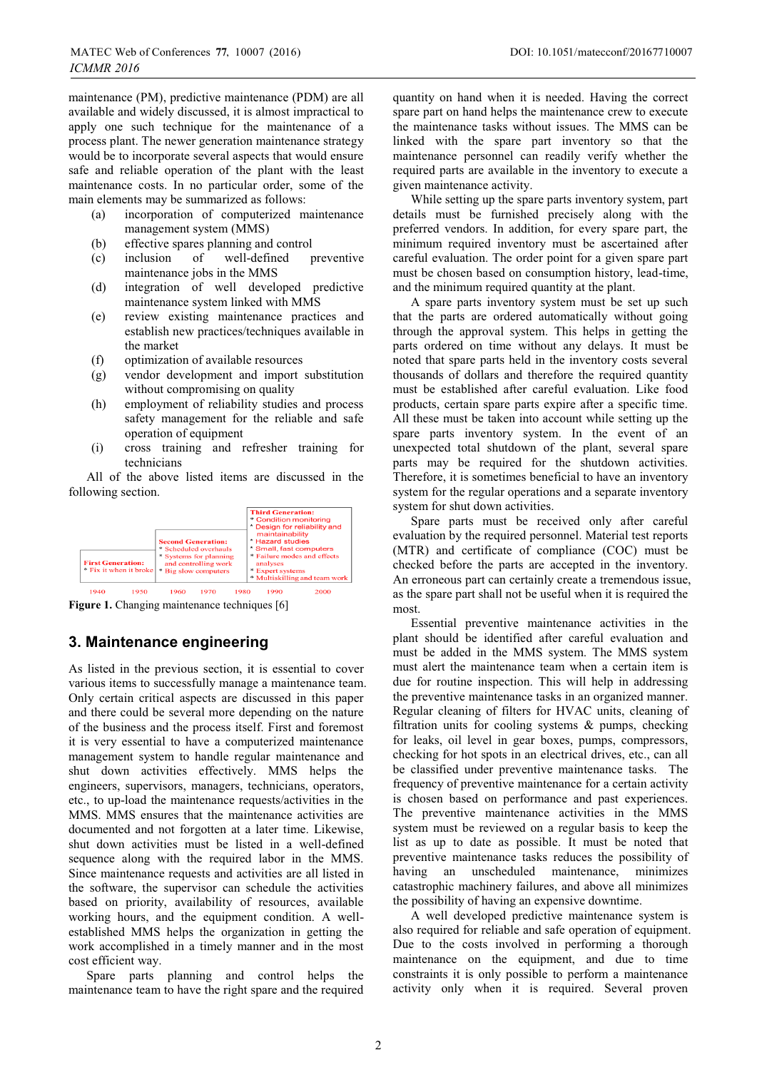maintenance (PM), predictive maintenance (PDM) are all available and widely discussed, it is almost impractical to apply one such technique for the maintenance of a process plant. The newer generation maintenance strategy would be to incorporate several aspects that would ensure safe and reliable operation of the plant with the least maintenance costs. In no particular order, some of the main elements may be summarized as follows:

- (a) incorporation of computerized maintenance management system (MMS)
- (b) effective spares planning and control
- (c) inclusion of well-defined preventive maintenance jobs in the MMS
- (d) integration of well developed predictive maintenance system linked with MMS
- (e) review existing maintenance practices and establish new practices/techniques available in the market
- (f) optimization of available resources
- (g) vendor development and import substitution without compromising on quality
- (h) employment of reliability studies and process safety management for the reliable and safe operation of equipment
- (i) cross training and refresher training for technicians

All of the above listed items are discussed in the following section.

| First Generation: | Second Generation: | Third Generation: |
|---|---|---|
| * Fix it when it broke | * Scheduled overhauls<br>* Systems for planning and controlling work<br>* Big slow computers | * Condition monitoring<br>* Design for reliability and maintainability<br>* Hazard studies<br>* Small, fast computers<br>* Failure modes and effects analyses<br>* Expert systems<br>* Multiskilling and team work |

1940 1950 1960 1970 1980 1990 2000

**Figure 1.** Changing maintenance techniques [6]

## 3. Maintenance engineering

As listed in the previous section, it is essential to cover various items to successfully manage a maintenance team. Only certain critical aspects are discussed in this paper and there could be several more depending on the nature of the business and the process itself. First and foremost it is very essential to have a computerized maintenance management system to handle regular maintenance and shut down activities effectively. MMS helps the engineers, supervisors, managers, technicians, operators, etc., to up-load the maintenance requests/activities in the MMS. MMS ensures that the maintenance activities are documented and not forgotten at a later time. Likewise, shut down activities must be listed in a well-defined sequence along with the required labor in the MMS. Since maintenance requests and activities are all listed in the software, the supervisor can schedule the activities based on priority, availability of resources, available working hours, and the equipment condition. A well-established MMS helps the organization in getting the work accomplished in a timely manner and in the most cost efficient way.

Spare parts planning and control helps the maintenance team to have the right spare and the required quantity on hand when it is needed. Having the correct spare part on hand helps the maintenance crew to execute the maintenance tasks without issues. The MMS can be linked with the spare part inventory so that the maintenance personnel can readily verify whether the required parts are available in the inventory to execute a given maintenance activity.

While setting up the spare parts inventory system, part details must be furnished precisely along with the preferred vendors. In addition, for every spare part, the minimum required inventory must be ascertained after careful evaluation. The order point for a given spare part must be chosen based on consumption history, lead-time, and the minimum required quantity at the plant.

A spare parts inventory system must be set up such that the parts are ordered automatically without going through the approval system. This helps in getting the parts ordered on time without any delays. It must be noted that spare parts held in the inventory costs several thousands of dollars and therefore the required quantity must be established after careful evaluation. Like food products, certain spare parts expire after a specific time. All these must be taken into account while setting up the spare parts inventory system. In the event of an unexpected total shutdown of the plant, several spare parts may be required for the shutdown activities. Therefore, it is sometimes beneficial to have an inventory system for the regular operations and a separate inventory system for shut down activities.

Spare parts must be received only after careful evaluation by the required personnel. Material test reports (MTR) and certificate of compliance (COC) must be checked before the parts are accepted in the inventory. An erroneous part can certainly create a tremendous issue, as the spare part shall not be useful when it is required the most.

Essential preventive maintenance activities in the plant should be identified after careful evaluation and must be added in the MMS system. The MMS system must alert the maintenance team when a certain item is due for routine inspection. This will help in addressing the preventive maintenance tasks in an organized manner. Regular cleaning of filters for HVAC units, cleaning of filtration units for cooling systems & pumps, checking for leaks, oil level in gear boxes, pumps, compressors, checking for hot spots in an electrical drives, etc., can all be classified under preventive maintenance tasks. The frequency of preventive maintenance for a certain activity is chosen based on performance and past experiences. The preventive maintenance activities in the MMS system must be reviewed on a regular basis to keep the list as up to date as possible. It must be noted that preventive maintenance tasks reduces the possibility of having an unscheduled maintenance, minimizes catastrophic machinery failures, and above all minimizes the possibility of having an expensive downtime.

A well developed predictive maintenance system is also required for reliable and safe operation of equipment. Due to the costs involved in performing a thorough maintenance on the equipment, and due to time constraints it is only possible to perform a maintenance activity only when it is required. Several proven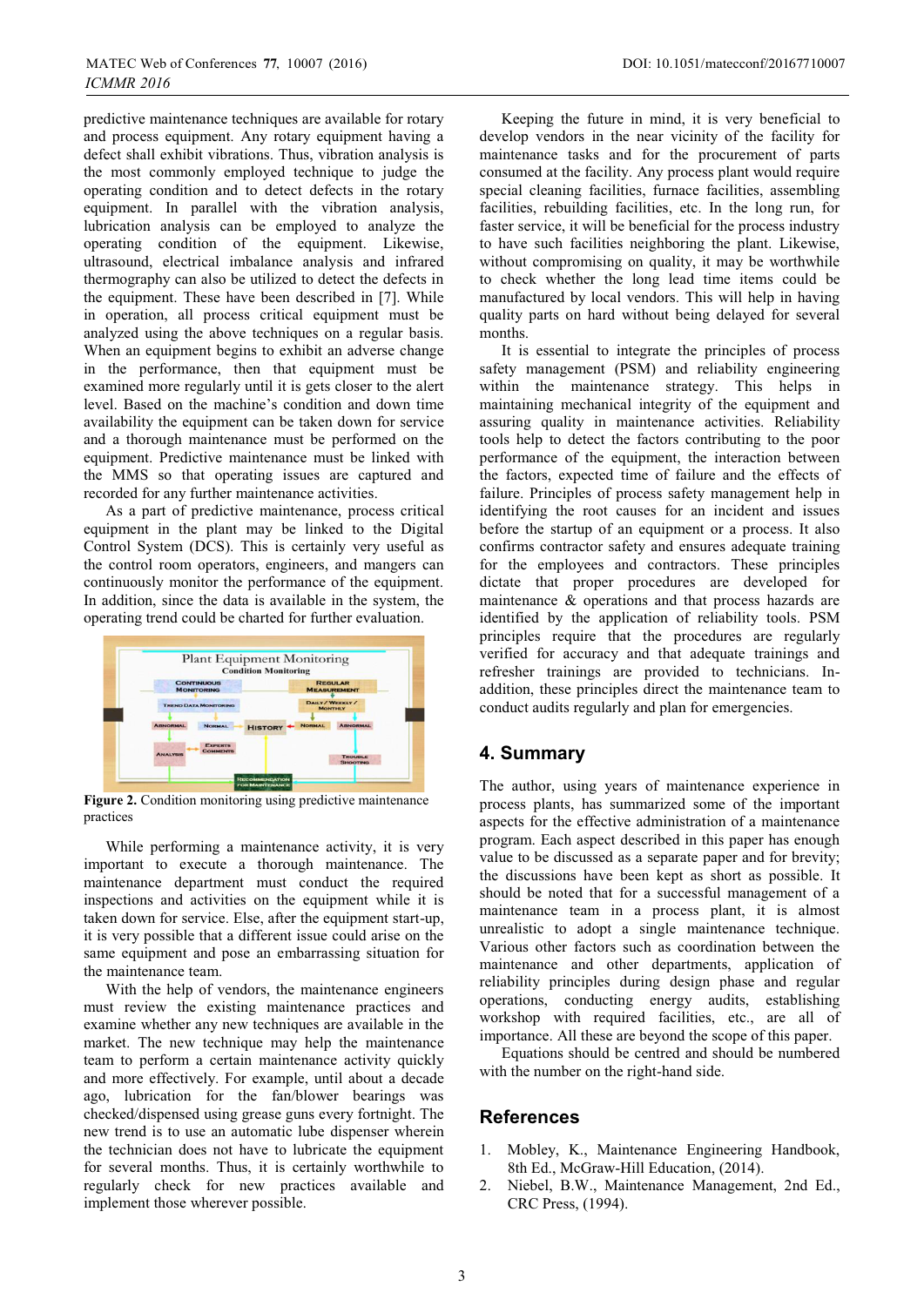predictive maintenance techniques are available for rotary and process equipment. Any rotary equipment having a defect shall exhibit vibrations. Thus, vibration analysis is the most commonly employed technique to judge the operating condition and to detect defects in the rotary equipment. In parallel with the vibration analysis, lubrication analysis can be employed to analyze the operating condition of the equipment. Likewise, ultrasound, electrical imbalance analysis and infrared thermography can also be utilized to detect the defects in the equipment. These have been described in [7]. While in operation, all process critical equipment must be analyzed using the above techniques on a regular basis. When an equipment begins to exhibit an adverse change in the performance, then that equipment must be examined more regularly until it is gets closer to the alert level. Based on the machine's condition and down time availability the equipment can be taken down for service and a thorough maintenance must be performed on the equipment. Predictive maintenance must be linked with the MMS so that operating issues are captured and recorded for any further maintenance activities.

As a part of predictive maintenance, process critical equipment in the plant may be linked to the Digital Control System (DCS). This is certainly very useful as the control room operators, engineers, and mangers can continuously monitor the performance of the equipment. In addition, since the data is available in the system, the operating trend could be charted for further evaluation.

**Figure 2.** Condition monitoring using predictive maintenance practices

While performing a maintenance activity, it is very important to execute a thorough maintenance. The maintenance department must conduct the required inspections and activities on the equipment while it is taken down for service. Else, after the equipment start-up, it is very possible that a different issue could arise on the same equipment and pose an embarrassing situation for the maintenance team.

With the help of vendors, the maintenance engineers must review the existing maintenance practices and examine whether any new techniques are available in the market. The new technique may help the maintenance team to perform a certain maintenance activity quickly and more effectively. For example, until about a decade ago, lubrication for the fan/blower bearings was checked/dispensed using grease guns every fortnight. The new trend is to use an automatic lube dispenser wherein the technician does not have to lubricate the equipment for several months. Thus, it is certainly worthwhile to regularly check for new practices available and implement those wherever possible.

Keeping the future in mind, it is very beneficial to develop vendors in the near vicinity of the facility for maintenance tasks and for the procurement of parts consumed at the facility. Any process plant would require special cleaning facilities, furnace facilities, assembling facilities, rebuilding facilities, etc. In the long run, for faster service, it will be beneficial for the process industry to have such facilities neighboring the plant. Likewise, without compromising on quality, it may be worthwhile to check whether the long lead time items could be manufactured by local vendors. This will help in having quality parts on hard without being delayed for several months.

It is essential to integrate the principles of process safety management (PSM) and reliability engineering within the maintenance strategy. This helps in maintaining mechanical integrity of the equipment and assuring quality in maintenance activities. Reliability tools help to detect the factors contributing to the poor performance of the equipment, the interaction between the factors, expected time of failure and the effects of failure. Principles of process safety management help in identifying the root causes for an incident and issues before the startup of an equipment or a process. It also confirms contractor safety and ensures adequate training for the employees and contractors. These principles dictate that proper procedures are developed for maintenance & operations and that process hazards are identified by the application of reliability tools. PSM principles require that the procedures are regularly verified for accuracy and that adequate trainings and refresher trainings are provided to technicians. In-addition, these principles direct the maintenance team to conduct audits regularly and plan for emergencies.

## 4. Summary

The author, using years of maintenance experience in process plants, has summarized some of the important aspects for the effective administration of a maintenance program. Each aspect described in this paper has enough value to be discussed as a separate paper and for brevity; the discussions have been kept as short as possible. It should be noted that for a successful management of a maintenance team in a process plant, it is almost unrealistic to adopt a single maintenance technique. Various other factors such as coordination between the maintenance and other departments, application of reliability principles during design phase and regular operations, conducting energy audits, establishing workshop with required facilities, etc., are all of importance. All these are beyond the scope of this paper.

Equations should be centred and should be numbered with the number on the right-hand side.

## References

1. Mobley, K., Maintenance Engineering Handbook, 8th Ed., McGraw-Hill Education, (2014).
2. Niebel, B.W., Maintenance Management, 2nd Ed., CRC Press, (1994).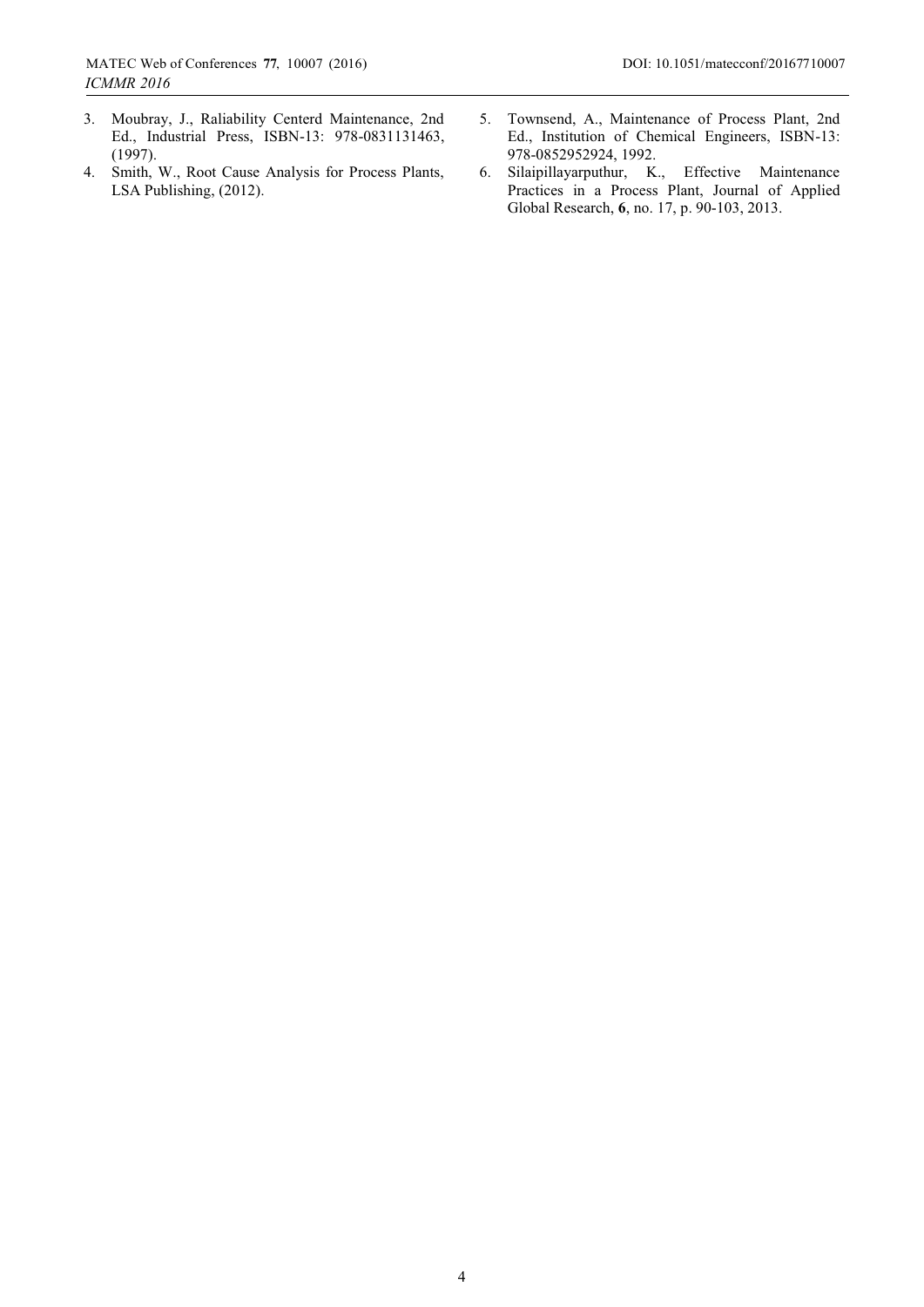3. Moubray, J., Raliability Centerd Maintenance, 2nd Ed., Industrial Press, ISBN-13: 978-0831131463, (1997).
4. Smith, W., Root Cause Analysis for Process Plants, LSA Publishing, (2012).
5. Townsend, A., Maintenance of Process Plant, 2nd Ed., Institution of Chemical Engineers, ISBN-13: 978-0852952924, 1992.
6. Silaipillayarputhur, K., Effective Maintenance Practices in a Process Plant, Journal of Applied Global Research, **6**, no. 17, p. 90-103, 2013.